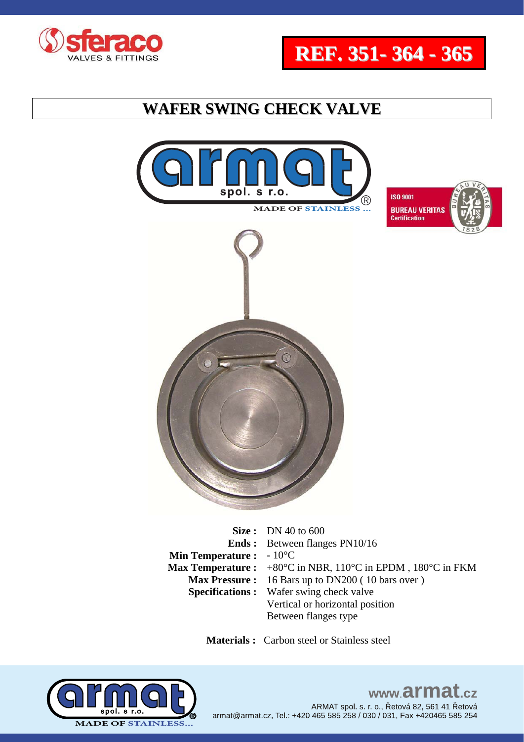sferaco VALVES & FITTINGS

**REF. 351- 364 - 365**

# WAFER SWING CHECK VALVE

armat spol. s r.o.® MADE OF STAINLESS ...

ISO 9001 BUREAU VERITAS Certification

| | |
|---|---|
| **Size :** | DN 40 to 600 |
| **Ends :** | Between flanges PN10/16 |
| **Min Temperature :** | - 10°C |
| **Max Temperature :** | +80°C in NBR, 110°C in EPDM , 180°C in FKM |
| **Max Pressure :** | 16 Bars up to DN200 ( 10 bars over ) |
| **Specifications :** | Wafer swing check valve<br>Vertical or horizontal position<br>Between flanges type |

**Materials :** Carbon steel or Stainless steel

www.armat.cz
ARMAT spol. s. r. o., Řetová 82, 561 41 Řetová
armat@armat.cz, Tel.: +420 465 585 258 / 030 / 031, Fax +420465 585 254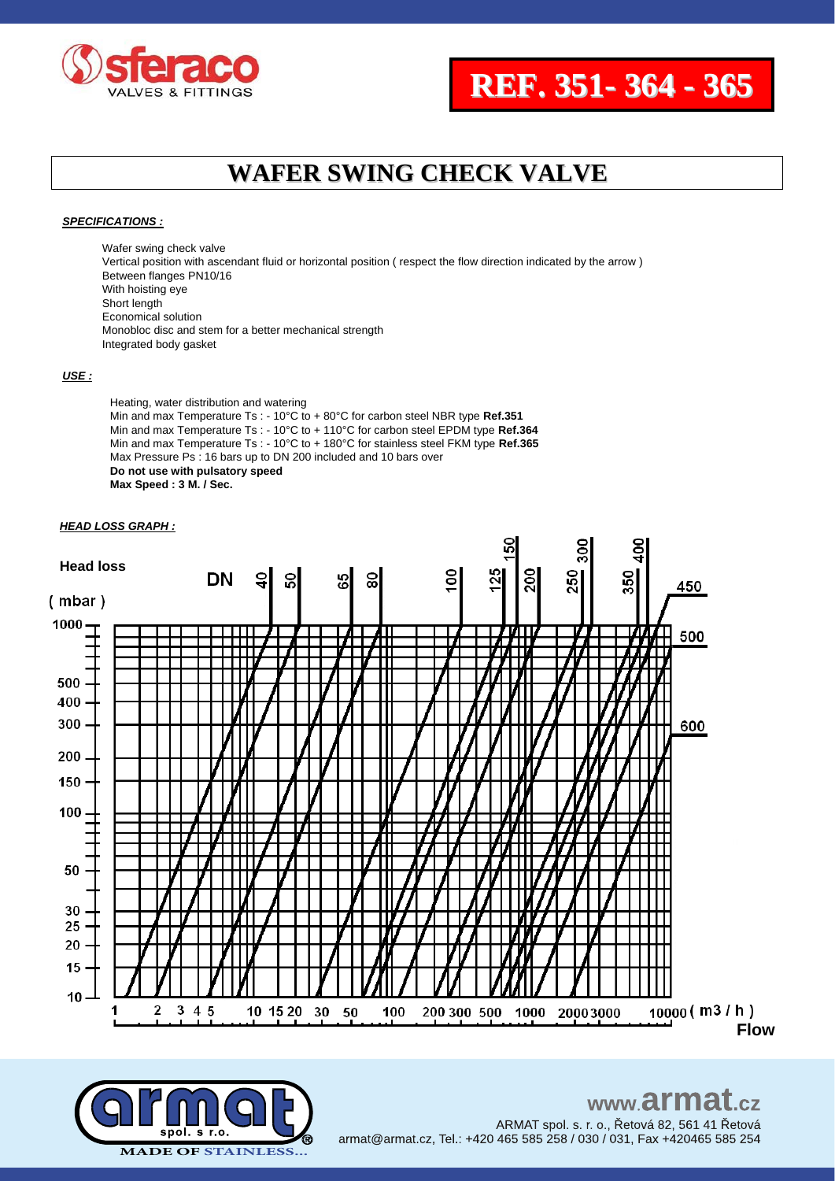# REF. 351- 364 - 365

## WAFER SWING CHECK VALVE

***SPECIFICATIONS :***

Wafer swing check valve
Vertical position with ascendant fluid or horizontal position ( respect the flow direction indicated by the arrow )
Between flanges PN10/16
With hoisting eye
Short length
Economical solution
Monobloc disc and stem for a better mechanical strength
Integrated body gasket

***USE :***

Heating, water distribution and watering
Min and max Temperature Ts : - 10°C to + 80°C for carbon steel NBR type **Ref.351**
Min and max Temperature Ts : - 10°C to + 110°C for carbon steel EPDM type **Ref.364**
Min and max Temperature Ts : - 10°C to + 180°C for stainless steel FKM type **Ref.365**
Max Pressure Ps : 16 bars up to DN 200 included and 10 bars over
**Do not use with pulsatory speed**
**Max Speed : 3 M. / Sec.**

***HEAD LOSS GRAPH :***

Head loss ( mbar )

DN 40 50 65 80 100 125 150 200 250 300 350 400 450 500 600

1000, 500, 400, 300, 200, 150, 100, 50, 30, 25, 20, 15, 10

1 2 3 4 5 10 15 20 30 50 100 200 300 500 1000 2000 3000 10000 ( m3 / h )

Flow

www.armat.cz
ARMAT spol. s. r. o., Řetová 82, 561 41 Řetová
armat@armat.cz, Tel.: +420 465 585 258 / 030 / 031, Fax +420465 585 254

MADE OF STAINLESS...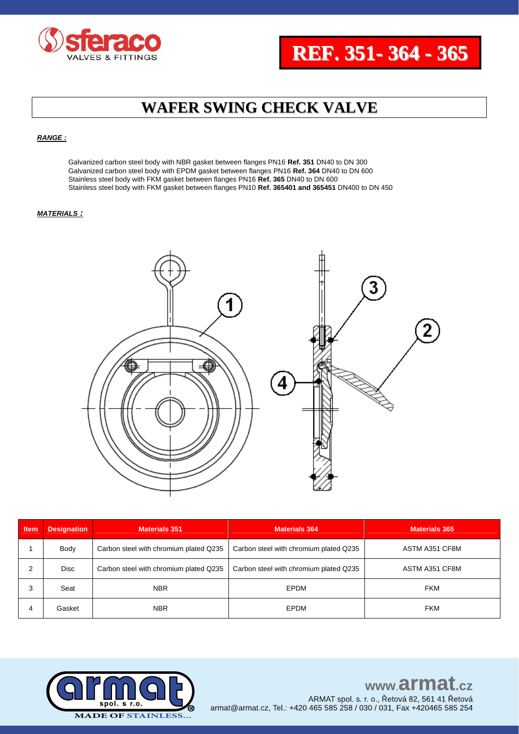# REF. 351- 364 - 365

## WAFER SWING CHECK VALVE

***RANGE :***

Galvanized carbon steel body with NBR gasket between flanges PN16 **Ref. 351** DN40 to DN 300
Galvanized carbon steel body with EPDM gasket between flanges PN16 **Ref. 364** DN40 to DN 600
Stainless steel body with FKM gasket between flanges PN16 **Ref. 365** DN40 to DN 600
Stainless steel body with FKM gasket between flanges PN10 **Ref. 365401 and 365451** DN400 to DN 450

***MATERIALS :***

| Item | Designation | Materials 351 | Materials 364 | Materials 365 |
|---|---|---|---|---|
| 1 | Body | Carbon steel with chromium plated Q235 | Carbon steel with chromium plated Q235 | ASTM A351 CF8M |
| 2 | Disc | Carbon steel with chromium plated Q235 | Carbon steel with chromium plated Q235 | ASTM A351 CF8M |
| 3 | Seat | NBR | EPDM | FKM |
| 4 | Gasket | NBR | EPDM | FKM |

www.armat.cz
ARMAT spol. s r. o., Řetová 82, 561 41 Řetová
armat@armat.cz, Tel.: +420 465 585 258 / 030 / 031, Fax +420465 585 254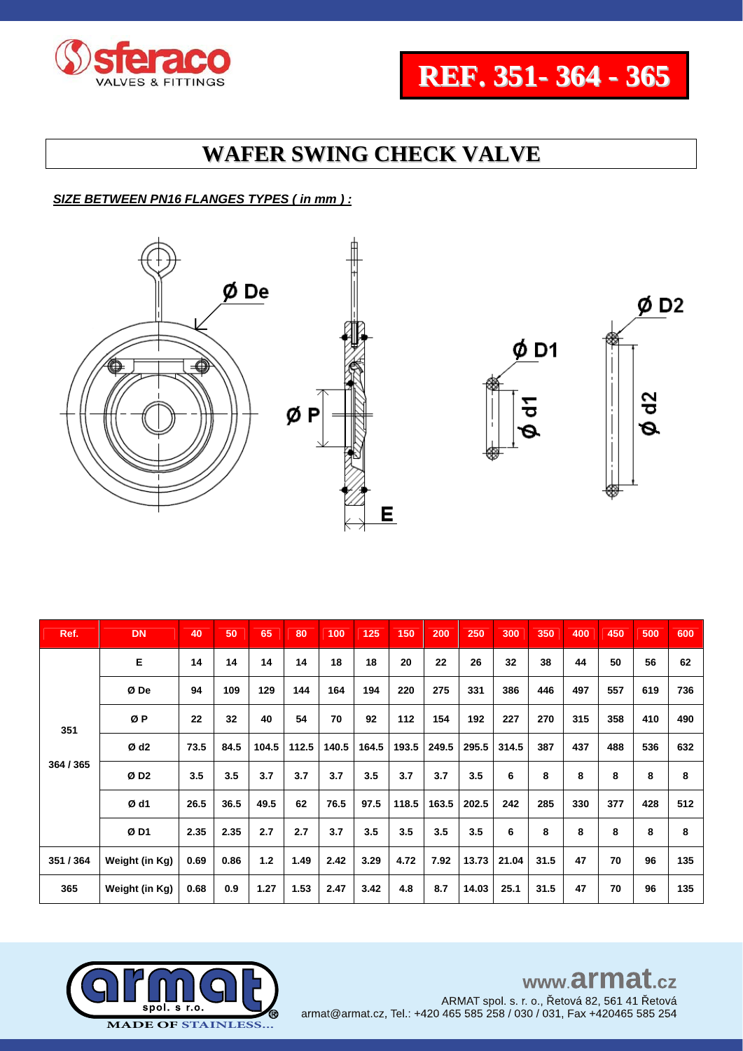# REF. 351- 364 - 365

## WAFER SWING CHECK VALVE

***SIZE BETWEEN PN16 FLANGES TYPES ( in mm ) :***

| Ref. | DN | 40 | 50 | 65 | 80 | 100 | 125 | 150 | 200 | 250 | 300 | 350 | 400 | 450 | 500 | 600 |
|---|---|---|---|---|---|---|---|---|---|---|---|---|---|---|---|---|
| 351<br><br>364 / 365 | E | 14 | 14 | 14 | 14 | 18 | 18 | 20 | 22 | 26 | 32 | 38 | 44 | 50 | 56 | 62 |
| | Ø De | 94 | 109 | 129 | 144 | 164 | 194 | 220 | 275 | 331 | 386 | 446 | 497 | 557 | 619 | 736 |
| | Ø P | 22 | 32 | 40 | 54 | 70 | 92 | 112 | 154 | 192 | 227 | 270 | 315 | 358 | 410 | 490 |
| | Ø d2 | 73.5 | 84.5 | 104.5 | 112.5 | 140.5 | 164.5 | 193.5 | 249.5 | 295.5 | 314.5 | 387 | 437 | 488 | 536 | 632 |
| | Ø D2 | 3.5 | 3.5 | 3.7 | 3.7 | 3.7 | 3.5 | 3.7 | 3.7 | 3.5 | 6 | 8 | 8 | 8 | 8 | 8 |
| | Ø d1 | 26.5 | 36.5 | 49.5 | 62 | 76.5 | 97.5 | 118.5 | 163.5 | 202.5 | 242 | 285 | 330 | 377 | 428 | 512 |
| | Ø D1 | 2.35 | 2.35 | 2.7 | 2.7 | 3.7 | 3.5 | 3.5 | 3.5 | 3.5 | 6 | 8 | 8 | 8 | 8 | 8 |
| 351 / 364 | Weight (in Kg) | 0.69 | 0.86 | 1.2 | 1.49 | 2.42 | 3.29 | 4.72 | 7.92 | 13.73 | 21.04 | 31.5 | 47 | 70 | 96 | 135 |
| 365 | Weight (in Kg) | 0.68 | 0.9 | 1.27 | 1.53 | 2.47 | 3.42 | 4.8 | 8.7 | 14.03 | 25.1 | 31.5 | 47 | 70 | 96 | 135 |

www.armat.cz

ARMAT spol. s. r. o., Řetová 82, 561 41 Řetová
armat@armat.cz, Tel.: +420 465 585 258 / 030 / 031, Fax +420465 585 254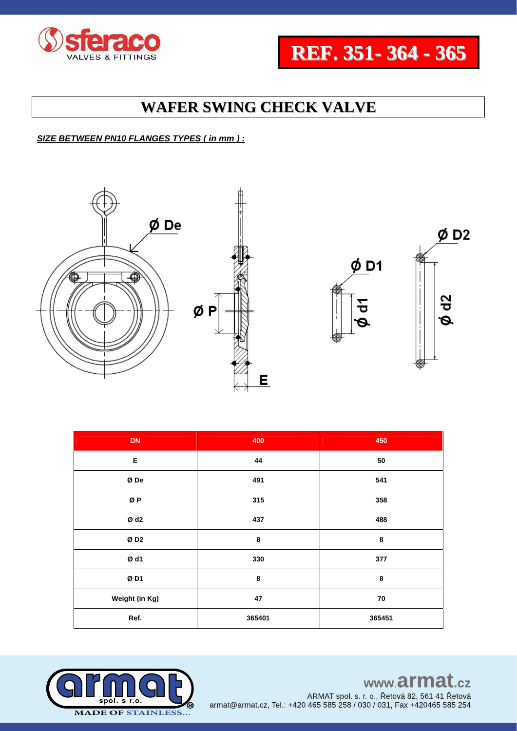# REF. 351- 364 - 365

## WAFER SWING CHECK VALVE

***SIZE BETWEEN PN10 FLANGES TYPES ( in mm ) :***

| DN | 400 | 450 |
|---|---|---|
| E | 44 | 50 |
| Ø De | 491 | 541 |
| Ø P | 315 | 358 |
| Ø d2 | 437 | 488 |
| Ø D2 | 8 | 8 |
| Ø d1 | 330 | 377 |
| Ø D1 | 8 | 8 |
| Weight (in Kg) | 47 | 70 |
| Ref. | 365401 | 365451 |

www.armat.cz

ARMAT spol. s r. o., Řetová 82, 561 41 Řetová
armat@armat.cz, Tel.: +420 465 585 258 / 030 / 031, Fax +420465 585 254

MADE OF STAINLESS...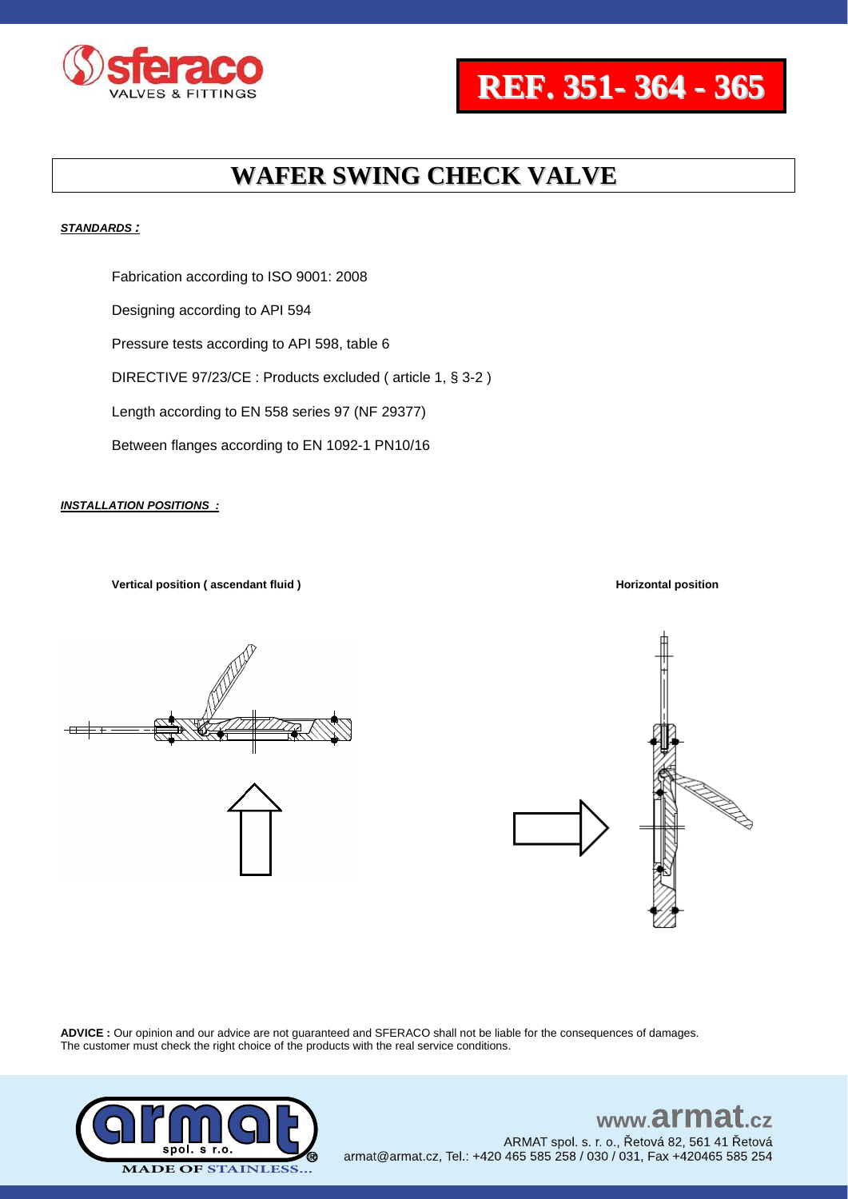# REF. 351- 364 - 365

## WAFER SWING CHECK VALVE

***STANDARDS :***

Fabrication according to ISO 9001: 2008

Designing according to API 594

Pressure tests according to API 598, table 6

DIRECTIVE 97/23/CE : Products excluded ( article 1, § 3-2 )

Length according to EN 558 series 97 (NF 29377)

Between flanges according to EN 1092-1 PN10/16

***INSTALLATION POSITIONS :***

**Vertical position ( ascendant fluid )**

**Horizontal position**

**ADVICE :** Our opinion and our advice are not guaranteed and SFERACO shall not be liable for the consequences of damages. The customer must check the right choice of the products with the real service conditions.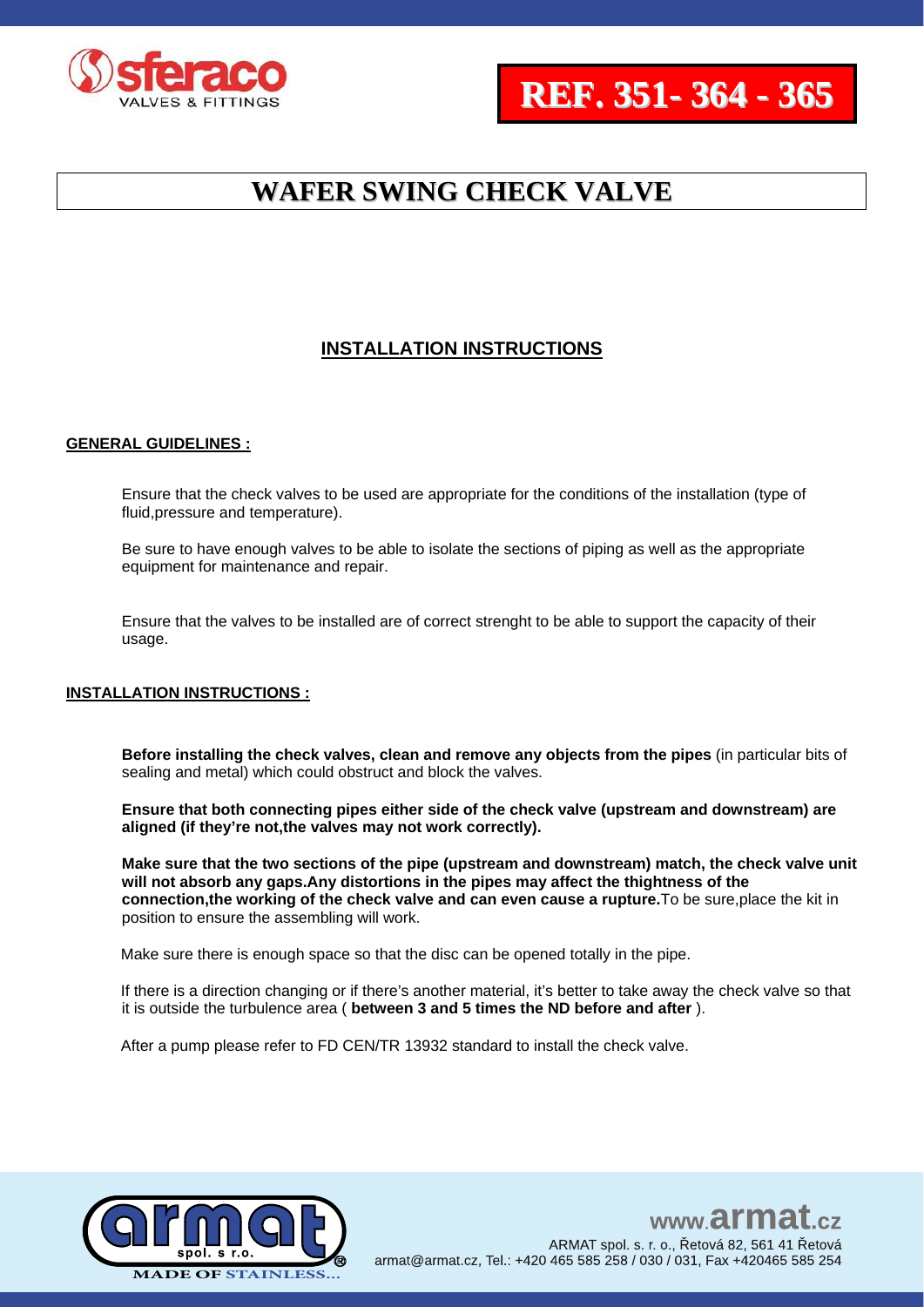# REF. 351- 364 - 365

# WAFER SWING CHECK VALVE

## INSTALLATION INSTRUCTIONS

### GENERAL GUIDELINES :

Ensure that the check valves to be used are appropriate for the conditions of the installation (type of fluid,pressure and temperature).

Be sure to have enough valves to be able to isolate the sections of piping as well as the appropriate equipment for maintenance and repair.

Ensure that the valves to be installed are of correct strenght to be able to support the capacity of their usage.

### INSTALLATION INSTRUCTIONS :

**Before installing the check valves, clean and remove any objects from the pipes** (in particular bits of sealing and metal) which could obstruct and block the valves.

**Ensure that both connecting pipes either side of the check valve (upstream and downstream) are aligned (if they're not,the valves may not work correctly).**

**Make sure that the two sections of the pipe (upstream and downstream) match, the check valve unit will not absorb any gaps.Any distortions in the pipes may affect the thightness of the connection,the working of the check valve and can even cause a rupture.**To be sure,place the kit in position to ensure the assembling will work.

Make sure there is enough space so that the disc can be opened totally in the pipe.

If there is a direction changing or if there's another material, it's better to take away the check valve so that it is outside the turbulence area ( **between 3 and 5 times the ND before and after** ).

After a pump please refer to FD CEN/TR 13932 standard to install the check valve.